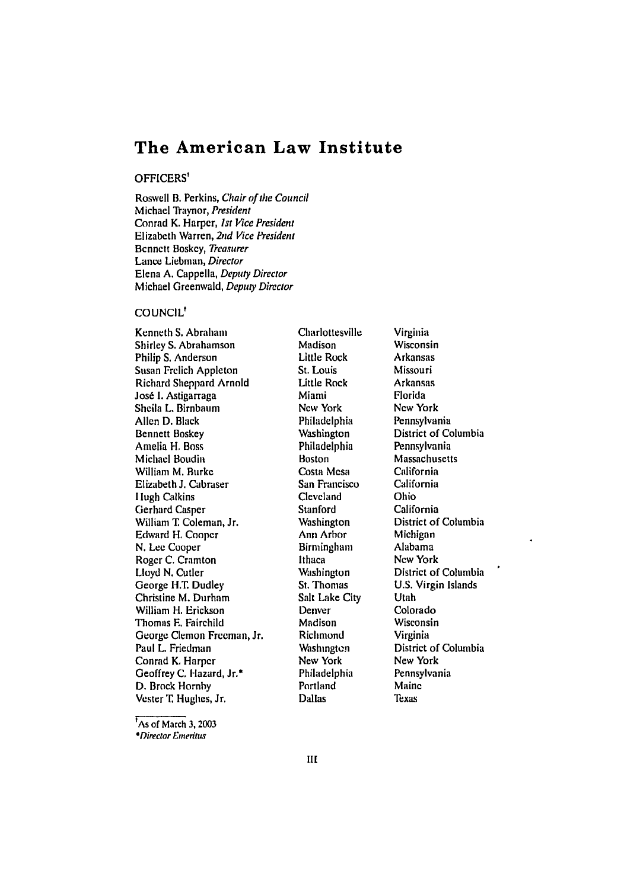# The American Law Institute

## OFFICERS[†]

Roswell B. Perkins, *Chair of the Council*
Michael Traynor, *President*
Conrad K. Harper, *1st Vice President*
Elizabeth Warren, *2nd Vice President*
Bennett Boskey, *Treasurer*
Lance Liebman, *Director*
Elena A. Cappella, *Deputy Director*
Michael Greenwald, *Deputy Director*

## COUNCIL[†]

| | | |
|---|---|---|
| Kenneth S. Abraham | Charlottesville | Virginia |
| Shirley S. Abrahamson | Madison | Wisconsin |
| Philip S. Anderson | Little Rock | Arkansas |
| Susan Frelich Appleton | St. Louis | Missouri |
| Richard Sheppard Arnold | Little Rock | Arkansas |
| José I. Astigarraga | Miami | Florida |
| Sheila L. Birnbaum | New York | New York |
| Allen D. Black | Philadelphia | Pennsylvania |
| Bennett Boskey | Washington | District of Columbia |
| Amelia H. Boss | Philadelphia | Pennsylvania |
| Michael Boudin | Boston | Massachusetts |
| William M. Burke | Costa Mesa | California |
| Elizabeth J. Cabraser | San Francisco | California |
| Hugh Calkins | Cleveland | Ohio |
| Gerhard Casper | Stanford | California |
| William T. Coleman, Jr. | Washington | District of Columbia |
| Edward H. Cooper | Ann Arbor | Michigan |
| N. Lee Cooper | Birmingham | Alabama |
| Roger C. Cramton | Ithaca | New York |
| Lloyd N. Cutler | Washington | District of Columbia |
| George H.T. Dudley | St. Thomas | U.S. Virgin Islands |
| Christine M. Durham | Salt Lake City | Utah |
| William H. Erickson | Denver | Colorado |
| Thomas E. Fairchild | Madison | Wisconsin |
| George Clemon Freeman, Jr. | Richmond | Virginia |
| Paul L. Friedman | Washington | District of Columbia |
| Conrad K. Harper | New York | New York |
| Geoffrey C. Hazard, Jr.* | Philadelphia | Pennsylvania |
| D. Brock Hornby | Portland | Maine |
| Vester T. Hughes, Jr. | Dallas | Texas |

[†] As of March 3, 2003
*\*Director Emeritus*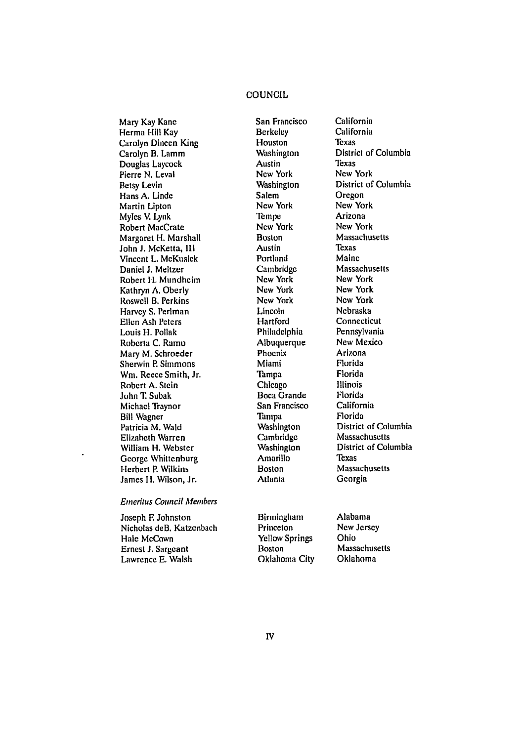## COUNCIL

| | | |
|---|---|---|
| Mary Kay Kane | San Francisco | California |
| Herma Hill Kay | Berkeley | California |
| Carolyn Dineen King | Houston | Texas |
| Carolyn B. Lamm | Washington | District of Columbia |
| Douglas Laycock | Austin | Texas |
| Pierre N. Leval | New York | New York |
| Betsy Levin | Washington | District of Columbia |
| Hans A. Linde | Salem | Oregon |
| Martin Lipton | New York | New York |
| Myles V. Lynk | Tempe | Arizona |
| Robert MacCrate | New York | New York |
| Margaret H. Marshall | Boston | Massachusetts |
| John J. McKetta, III | Austin | Texas |
| Vincent L. McKusick | Portland | Maine |
| Daniel J. Meltzer | Cambridge | Massachusetts |
| Robert H. Mundheim | New York | New York |
| Kathryn A. Oberly | New York | New York |
| Roswell B. Perkins | New York | New York |
| Harvey S. Perlman | Lincoln | Nebraska |
| Ellen Ash Peters | Hartford | Connecticut |
| Louis H. Pollak | Philadelphia | Pennsylvania |
| Roberta C. Ramo | Albuquerque | New Mexico |
| Mary M. Schroeder | Phoenix | Arizona |
| Sherwin P. Simmons | Miami | Florida |
| Wm. Reece Smith, Jr. | Tampa | Florida |
| Robert A. Stein | Chicago | Illinois |
| John T. Subak | Boca Grande | Florida |
| Michael Traynor | San Francisco | California |
| Bill Wagner | Tampa | Florida |
| Patricia M. Wald | Washington | District of Columbia |
| Elizabeth Warren | Cambridge | Massachusetts |
| William H. Webster | Washington | District of Columbia |
| George Whittenburg | Amarillo | Texas |
| Herbert P. Wilkins | Boston | Massachusetts |
| James H. Wilson, Jr. | Atlanta | Georgia |

*Emeritus Council Members*

| | | |
|---|---|---|
| Joseph F. Johnston | Birmingham | Alabama |
| Nicholas deB. Katzenbach | Princeton | New Jersey |
| Hale McCown | Yellow Springs | Ohio |
| Ernest J. Sargeant | Boston | Massachusetts |
| Lawrence E. Walsh | Oklahoma City | Oklahoma |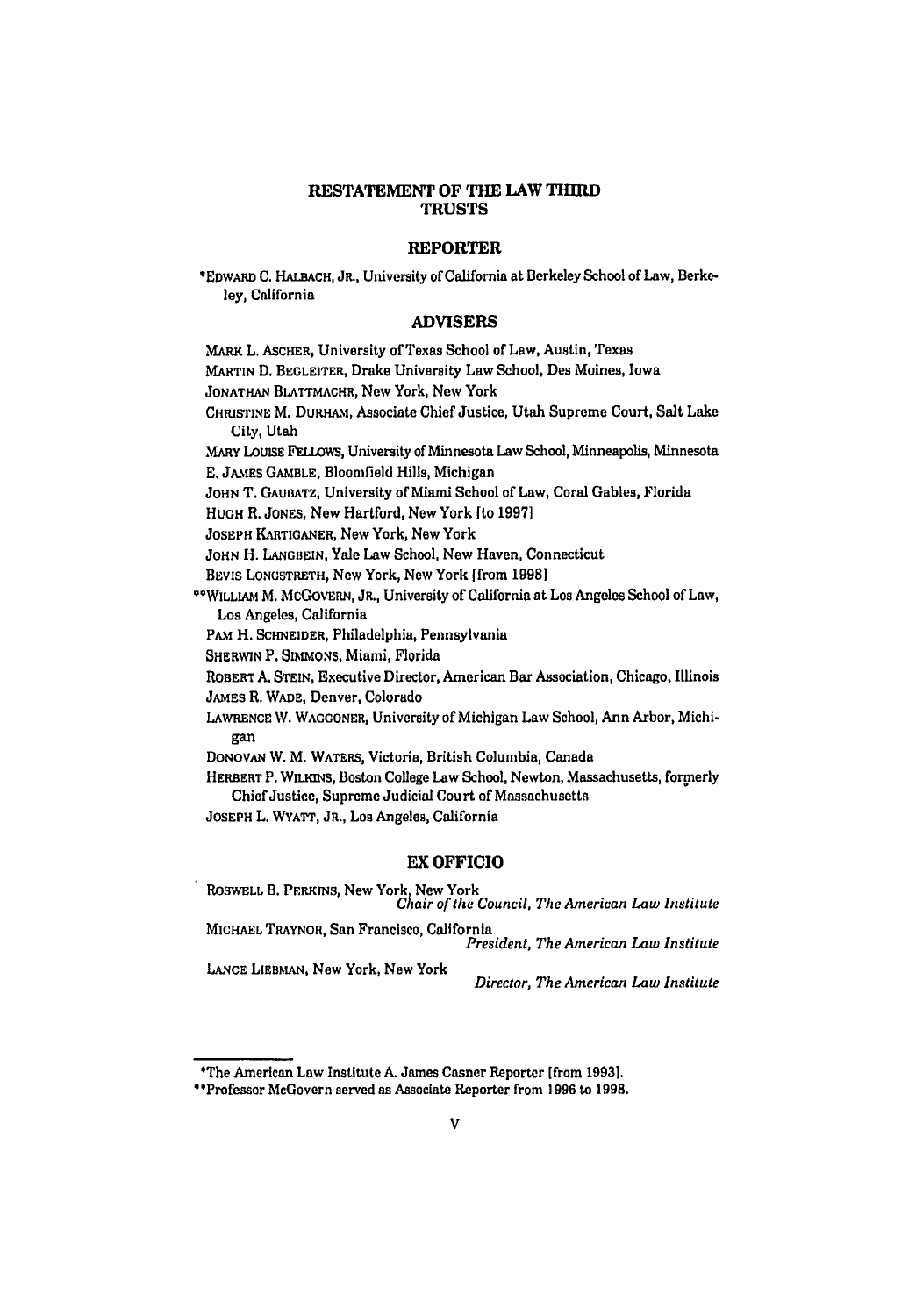# RESTATEMENT OF THE LAW THIRD TRUSTS

## REPORTER

*EDWARD C. HALBACH, JR., University of California at Berkeley School of Law, Berkeley, California

## ADVISERS

MARK L. ASCHER, University of Texas School of Law, Austin, Texas

MARTIN D. BEGLEITER, Drake University Law School, Des Moines, Iowa

JONATHAN BLATTMACHR, New York, New York

CHRISTINE M. DURHAM, Associate Chief Justice, Utah Supreme Court, Salt Lake City, Utah

MARY LOUISE FELLOWS, University of Minnesota Law School, Minneapolis, Minnesota

E. JAMES GAMBLE, Bloomfield Hills, Michigan

JOHN T. GAUBATZ, University of Miami School of Law, Coral Gables, Florida

HUGH R. JONES, New Hartford, New York [to 1997]

JOSEPH KARTIGANER, New York, New York

JOHN H. LANGBEIN, Yale Law School, New Haven, Connecticut

BEVIS LONGSTRETH, New York, New York [from 1998]

**WILLIAM M. MCGOVERN, JR., University of California at Los Angeles School of Law, Los Angeles, California

PAM H. SCHNEIDER, Philadelphia, Pennsylvania

SHERWIN P. SIMMONS, Miami, Florida

ROBERT A. STEIN, Executive Director, American Bar Association, Chicago, Illinois

JAMES R. WADE, Denver, Colorado

LAWRENCE W. WAGGONER, University of Michigan Law School, Ann Arbor, Michigan

DONOVAN W. M. WATERS, Victoria, British Columbia, Canada

HERBERT P. WILKINS, Boston College Law School, Newton, Massachusetts, formerly Chief Justice, Supreme Judicial Court of Massachusetts

JOSEPH L. WYATT, JR., Los Angeles, California

## EX OFFICIO

ROSWELL B. PERKINS, New York, New York
*Chair of the Council, The American Law Institute*

MICHAEL TRAYNOR, San Francisco, California
*President, The American Law Institute*

LANCE LIEBMAN, New York, New York
*Director, The American Law Institute*

---

*The American Law Institute A. James Casner Reporter [from 1993].

**Professor McGovern served as Associate Reporter from 1996 to 1998.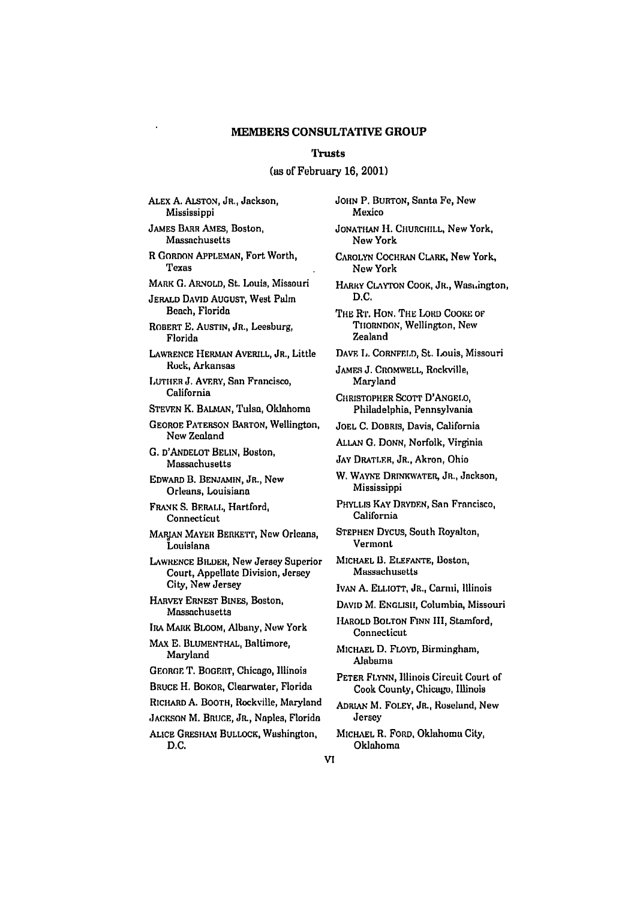## MEMBERS CONSULTATIVE GROUP

### Trusts

(as of February 16, 2001)

ALEX A. ALSTON, JR., Jackson, Mississippi

JAMES BARR AMES, Boston, Massachusetts

R GORDON APPLEMAN, Fort Worth, Texas

MARK G. ARNOLD, St. Louis, Missouri

JERALD DAVID AUGUST, West Palm Beach, Florida

ROBERT E. AUSTIN, JR., Leesburg, Florida

LAWRENCE HERMAN AVERILL, JR., Little Rock, Arkansas

LUTHER J. AVERY, San Francisco, California

STEVEN K. BALMAN, Tulsa, Oklahoma

GEORGE PATERSON BARTON, Wellington, New Zealand

G. D'ANDELOT BELIN, Boston, Massachusetts

EDWARD B. BENJAMIN, JR., New Orleans, Louisiana

FRANK S. BERALL, Hartford, Connecticut

MARJAN MAYER BERKETT, New Orleans, Louisiana

LAWRENCE BILDER, New Jersey Superior Court, Appellate Division, Jersey City, New Jersey

HARVEY ERNEST BINES, Boston, Massachusetts

IRA MARK BLOOM, Albany, New York

MAX E. BLUMENTHAL, Baltimore, Maryland

GEORGE T. BOGERT, Chicago, Illinois

BRUCE H. BOKOR, Clearwater, Florida

RICHARD A. BOOTH, Rockville, Maryland

JACKSON M. BRUCE, JR., Naples, Florida

ALICE GRESHAM BULLOCK, Washington, D.C.

JOHN P. BURTON, Santa Fe, New Mexico

JONATHAN H. CHURCHILL, New York, New York

CAROLYN COCHRAN CLARK, New York, New York

HARRY CLAYTON COOK, JR., Washington, D.C.

THE RT. HON. THE LORD COOKE OF THORNDON, Wellington, New Zealand

DAVE L. CORNFELD, St. Louis, Missouri

JAMES J. CROMWELL, Rockville, Maryland

CHRISTOPHER SCOTT D'ANGELO, Philadelphia, Pennsylvania

JOEL C. DOBRIS, Davis, California

ALLAN G. DONN, Norfolk, Virginia

JAY DRATLER, JR., Akron, Ohio

W. WAYNE DRINKWATER, JR., Jackson, Mississippi

PHYLLIS KAY DRYDEN, San Francisco, California

STEPHEN DYCUS, South Royalton, Vermont

MICHAEL B. ELEFANTE, Boston, Massachusetts

IVAN A. ELLIOTT, JR., Carmi, Illinois

DAVID M. ENGLISH, Columbia, Missouri

HAROLD BOLTON FINN III, Stamford, Connecticut

MICHAEL D. FLOYD, Birmingham, Alabama

PETER FLYNN, Illinois Circuit Court of Cook County, Chicago, Illinois

ADRIAN M. FOLEY, JR., Roseland, New Jersey

MICHAEL R. FORD, Oklahoma City, Oklahoma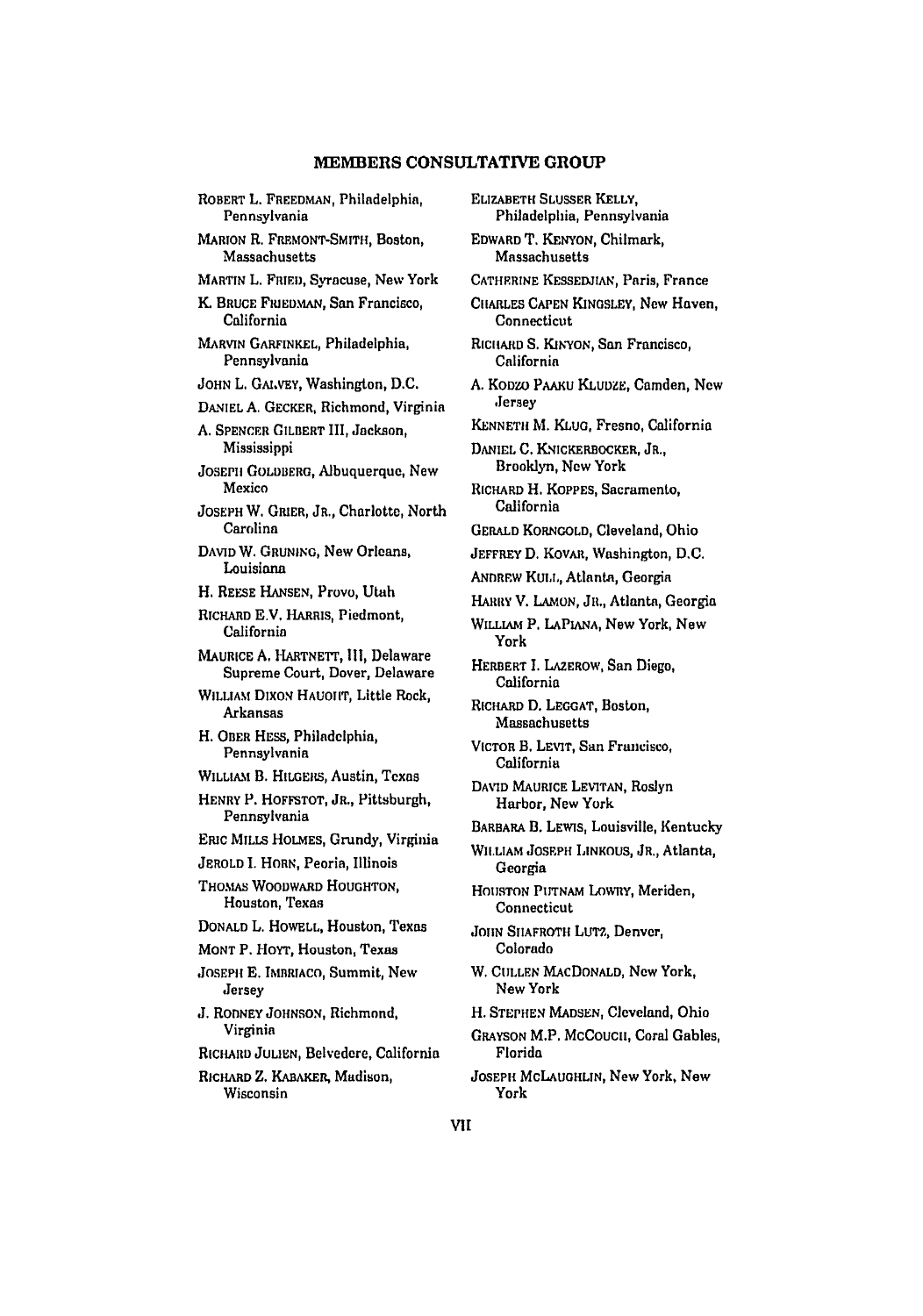## MEMBERS CONSULTATIVE GROUP

ROBERT L. FREEDMAN, Philadelphia, Pennsylvania

MARION R. FREMONT-SMITH, Boston, Massachusetts

MARTIN L. FRIED, Syracuse, New York

K. BRUCE FRIEDMAN, San Francisco, California

MARVIN GARFINKEL, Philadelphia, Pennsylvania

JOHN L. GALVEY, Washington, D.C.

DANIEL A. GECKER, Richmond, Virginia

A. SPENCER GILBERT III, Jackson, Mississippi

JOSEPH GOLDBERG, Albuquerque, New Mexico

JOSEPH W. GRIER, JR., Charlotte, North Carolina

DAVID W. GRUNING, New Orleans, Louisiana

H. REESE HANSEN, Provo, Utah

RICHARD E.V. HARRIS, Piedmont, California

MAURICE A. HARTNETT, III, Delaware Supreme Court, Dover, Delaware

WILLIAM DIXON HAUGHT, Little Rock, Arkansas

H. OBER HESS, Philadelphia, Pennsylvania

WILLIAM B. HILGERS, Austin, Texas

HENRY P. HOFFSTOT, JR., Pittsburgh, Pennsylvania

ERIC MILLS HOLMES, Grundy, Virginia

JEROLD I. HORN, Peoria, Illinois

THOMAS WOODWARD HOUGHTON, Houston, Texas

DONALD L. HOWELL, Houston, Texas

MONT P. HOYT, Houston, Texas

JOSEPH E. IMBRIACO, Summit, New Jersey

J. RODNEY JOHNSON, Richmond, Virginia

RICHARD JULIEN, Belvedere, California

RICHARD Z. KABAKER, Madison, Wisconsin

ELIZABETH SLUSSER KELLY, Philadelphia, Pennsylvania

EDWARD T. KENYON, Chilmark, Massachusetts

CATHERINE KESSEDJIAN, Paris, France

CHARLES CAPEN KINGSLEY, New Haven, Connecticut

RICHARD S. KINYON, San Francisco, California

A. KODZO PAAKU KLUDZE, Camden, New Jersey

KENNETH M. KLUG, Fresno, California

DANIEL C. KNICKERBOCKER, JR., Brooklyn, New York

RICHARD H. KOPPES, Sacramento, California

GERALD KORNGOLD, Cleveland, Ohio

JEFFREY D. KOVAR, Washington, D.C.

ANDREW KULL, Atlanta, Georgia

HARRY V. LAMON, JR., Atlanta, Georgia

WILLIAM P. LAPIANA, New York, New York

HERBERT I. LAZEROW, San Diego, California

RICHARD D. LEGGAT, Boston, Massachusetts

VICTOR B. LEVIT, San Francisco, California

DAVID MAURICE LEVITAN, Roslyn Harbor, New York

BARBARA B. LEWIS, Louisville, Kentucky

WILLIAM JOSEPH LINKOUS, JR., Atlanta, Georgia

HOUSTON PUTNAM LOWRY, Meriden, Connecticut

JOHN SHAFROTH LUTZ, Denver, Colorado

W. CULLEN MACDONALD, New York, New York

H. STEPHEN MADSEN, Cleveland, Ohio

GRAYSON M.P. MCCOUCH, Coral Gables, Florida

JOSEPH MCLAUGHLIN, New York, New York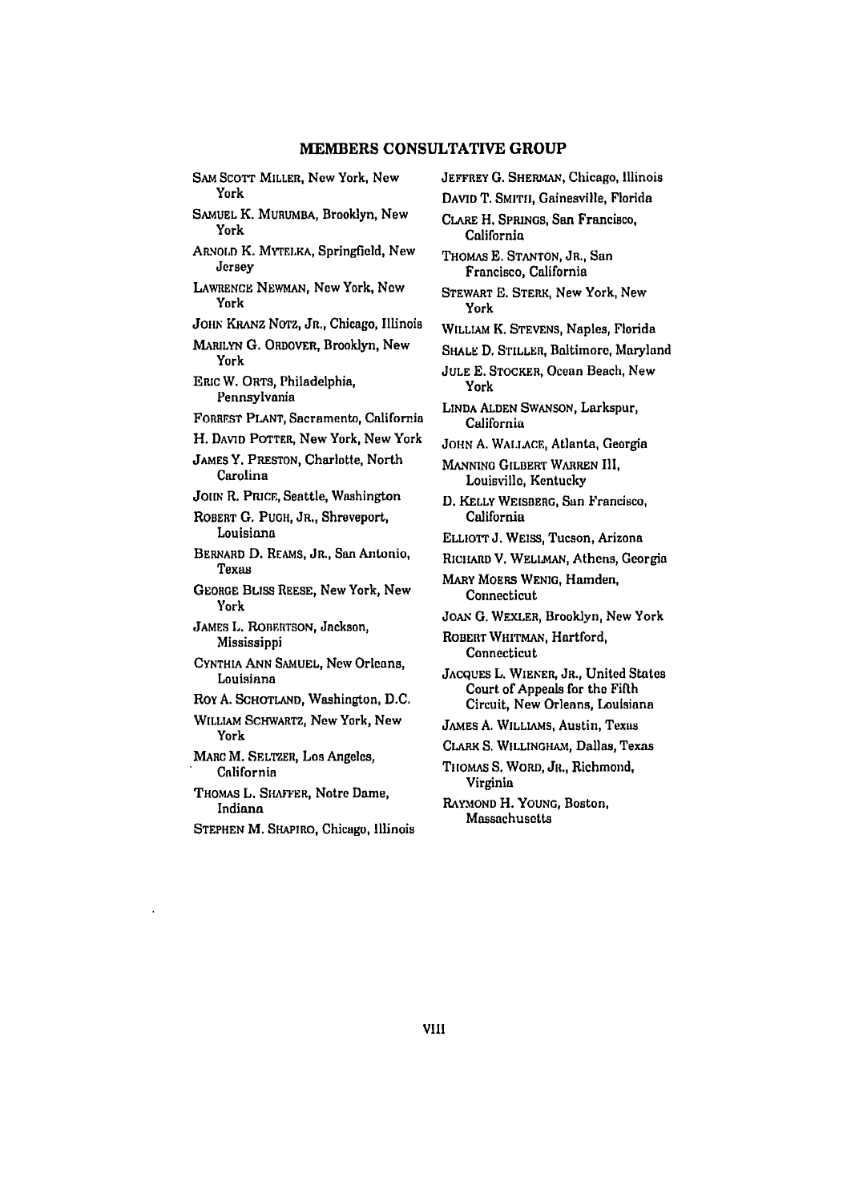## MEMBERS CONSULTATIVE GROUP

SAM SCOTT MILLER, New York, New York

SAMUEL K. MURUMBA, Brooklyn, New York

ARNOLD K. MYTELKA, Springfield, New Jersey

LAWRENCE NEWMAN, New York, New York

JOHN KRANZ NOTZ, JR., Chicago, Illinois

MARILYN G. ORDOVER, Brooklyn, New York

ERIC W. ORTS, Philadelphia, Pennsylvania

FORREST PLANT, Sacramento, California

H. DAVID POTTER, New York, New York

JAMES Y. PRESTON, Charlotte, North Carolina

JOHN R. PRICE, Seattle, Washington

ROBERT G. PUGH, JR., Shreveport, Louisiana

BERNARD D. REAMS, JR., San Antonio, Texas

GEORGE BLISS REESE, New York, New York

JAMES L. ROBERTSON, Jackson, Mississippi

CYNTHIA ANN SAMUEL, New Orleans, Louisiana

ROY A. SCHOTLAND, Washington, D.C.

WILLIAM SCHWARTZ, New York, New York

MARC M. SELTZER, Los Angeles, California

THOMAS L. SHAFFER, Notre Dame, Indiana

STEPHEN M. SHAPIRO, Chicago, Illinois

JEFFREY G. SHERMAN, Chicago, Illinois

DAVID T. SMITH, Gainesville, Florida

CLARE H. SPRINGS, San Francisco, California

THOMAS E. STANTON, JR., San Francisco, California

STEWART E. STERK, New York, New York

WILLIAM K. STEVENS, Naples, Florida

SHALE D. STILLER, Baltimore, Maryland

JULE E. STOCKER, Ocean Beach, New York

LINDA ALDEN SWANSON, Larkspur, California

JOHN A. WALLACE, Atlanta, Georgia

MANNING GILBERT WARREN III, Louisville, Kentucky

D. KELLY WEISBERG, San Francisco, California

ELLIOTT J. WEISS, Tucson, Arizona

RICHARD V. WELLMAN, Athens, Georgia

MARY MOERS WENIG, Hamden, Connecticut

JOAN G. WEXLER, Brooklyn, New York

ROBERT WHITMAN, Hartford, Connecticut

JACQUES L. WIENER, JR., United States Court of Appeals for the Fifth Circuit, New Orleans, Louisiana

JAMES A. WILLIAMS, Austin, Texas

CLARK S. WILLINGHAM, Dallas, Texas

THOMAS S. WORD, JR., Richmond, Virginia

RAYMOND H. YOUNG, Boston, Massachusetts